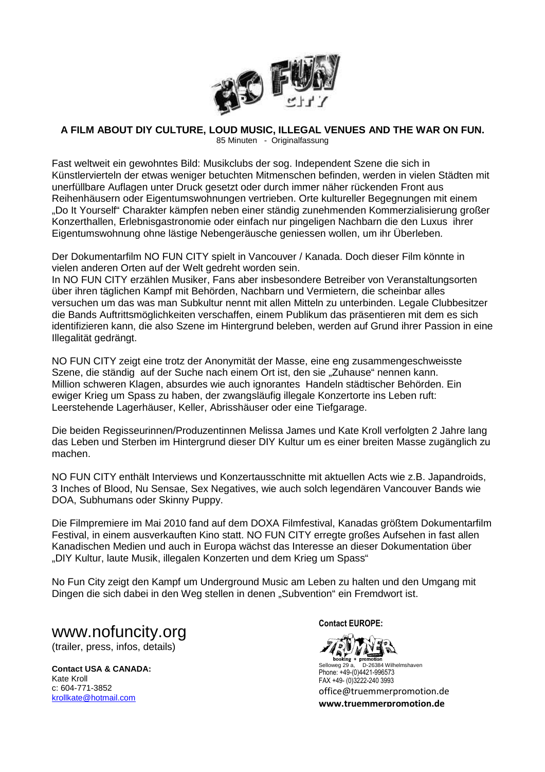**A FILM ABOUT DIY CULTURE, LOUD MUSIC, ILLEGAL VENUES AND THE WAR ON FUN.**

85 Minuten - Originalfassung

Fast weltweit ein gewohntes Bild: Musikclubs der sog. Independent Szene die sich in Künstlervierteln der etwas weniger betuchten Mitmenschen befinden, werden in vielen Städten mit unerfüllbare Auflagen unter Druck gesetzt oder durch immer näher rückenden Front aus Reihenhäusern oder Eigentumswohnungen vertrieben. Orte kultureller Begegnungen mit einem „Do It Yourself" Charakter kämpfen neben einer ständig zunehmenden Kommerzialisierung großer Konzerthallen, Erlebnisgastronomie oder einfach nur pingeligen Nachbarn die den Luxus ihrer Eigentumswohnung ohne lästige Nebengeräusche geniessen wollen, um ihr Überleben.

Der Dokumentarfilm NO FUN CITY spielt in Vancouver / Kanada. Doch dieser Film könnte in vielen anderen Orten auf der Welt gedreht worden sein.
In NO FUN CITY erzählen Musiker, Fans aber insbesondere Betreiber von Veranstaltungsorten über ihren täglichen Kampf mit Behörden, Nachbarn und Vermietern, die scheinbar alles versuchen um das was man Subkultur nennt mit allen Mitteln zu unterbinden. Legale Clubbesitzer die Bands Auftrittsmöglichkeiten verschaffen, einem Publikum das präsentieren mit dem es sich identifizieren kann, die also Szene im Hintergrund beleben, werden auf Grund ihrer Passion in eine Illegalität gedrängt.

NO FUN CITY zeigt eine trotz der Anonymität der Masse, eine eng zusammengeschweisste Szene, die ständig auf der Suche nach einem Ort ist, den sie „Zuhause" nennen kann.
Million schweren Klagen, absurdes wie auch ignorantes Handeln städtischer Behörden. Ein ewiger Krieg um Spass zu haben, der zwangsläufig illegale Konzertorte ins Leben ruft: Leerstehende Lagerhäuser, Keller, Abrisshäuser oder eine Tiefgarage.

Die beiden Regisseurinnen/Produzentinnen Melissa James und Kate Kroll verfolgten 2 Jahre lang das Leben und Sterben im Hintergrund dieser DIY Kultur um es einer breiten Masse zugänglich zu machen.

NO FUN CITY enthält Interviews und Konzertausschnitte mit aktuellen Acts wie z.B. Japandroids, 3 Inches of Blood, Nu Sensae, Sex Negatives, wie auch solch legendären Vancouver Bands wie DOA, Subhumans oder Skinny Puppy.

Die Filmpremiere im Mai 2010 fand auf dem DOXA Filmfestival, Kanadas größtem Dokumentarfilm Festival, in einem ausverkauften Kino statt. NO FUN CITY erregte großes Aufsehen in fast allen Kanadischen Medien und auch in Europa wächst das Interesse an dieser Dokumentation über „DIY Kultur, laute Musik, illegalen Konzerten und dem Krieg um Spass"

No Fun City zeigt den Kampf um Underground Music am Leben zu halten und den Umgang mit Dingen die sich dabei in den Weg stellen in denen „Subvention" ein Fremdwort ist.

## www.nofuncity.org

(trailer, press, infos, details)

**Contact USA & CANADA:**
Kate Kroll
c: 604-771-3852
krollkate@hotmail.com

**Contact EUROPE:**

booking + promotion
Selloweg 29 a, D-26384 Wilhelmshaven
Phone: +49-(0)4421-996573
FAX +49- (0)3222-240 3993
office@truemmerpromotion.de
**www.truemmerpromotion.de**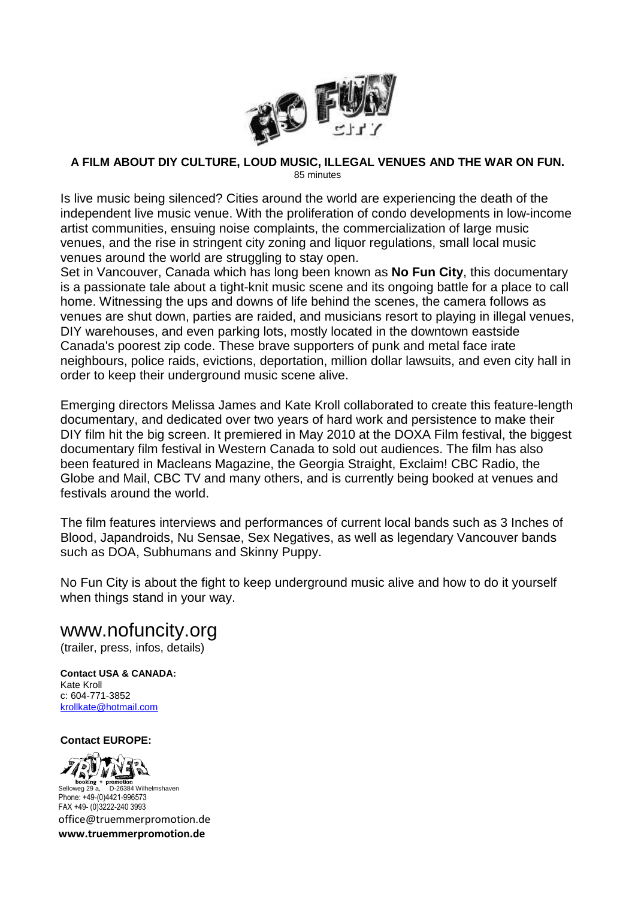**A FILM ABOUT DIY CULTURE, LOUD MUSIC, ILLEGAL VENUES AND THE WAR ON FUN.**
85 minutes

Is live music being silenced? Cities around the world are experiencing the death of the independent live music venue. With the proliferation of condo developments in low-income artist communities, ensuing noise complaints, the commercialization of large music venues, and the rise in stringent city zoning and liquor regulations, small local music venues around the world are struggling to stay open.
Set in Vancouver, Canada which has long been known as **No Fun City**, this documentary is a passionate tale about a tight-knit music scene and its ongoing battle for a place to call home. Witnessing the ups and downs of life behind the scenes, the camera follows as venues are shut down, parties are raided, and musicians resort to playing in illegal venues, DIY warehouses, and even parking lots, mostly located in the downtown eastside Canada's poorest zip code. These brave supporters of punk and metal face irate neighbours, police raids, evictions, deportation, million dollar lawsuits, and even city hall in order to keep their underground music scene alive.

Emerging directors Melissa James and Kate Kroll collaborated to create this feature-length documentary, and dedicated over two years of hard work and persistence to make their DIY film hit the big screen. It premiered in May 2010 at the DOXA Film festival, the biggest documentary film festival in Western Canada to sold out audiences. The film has also been featured in Macleans Magazine, the Georgia Straight, Exclaim! CBC Radio, the Globe and Mail, CBC TV and many others, and is currently being booked at venues and festivals around the world.

The film features interviews and performances of current local bands such as 3 Inches of Blood, Japandroids, Nu Sensae, Sex Negatives, as well as legendary Vancouver bands such as DOA, Subhumans and Skinny Puppy.

No Fun City is about the fight to keep underground music alive and how to do it yourself when things stand in your way.

## www.nofuncity.org

(trailer, press, infos, details)

**Contact USA & CANADA:**
Kate Kroll
c: 604-771-3852
krollkate@hotmail.com

**Contact EUROPE:**

booking + promotion
Selloweg 29 a, D-26384 Wilhelmshaven
Phone: +49-(0)4421-996573
FAX +49- (0)3222-240 3993
office@truemmerpromotion.de
**www.truemmerpromotion.de**